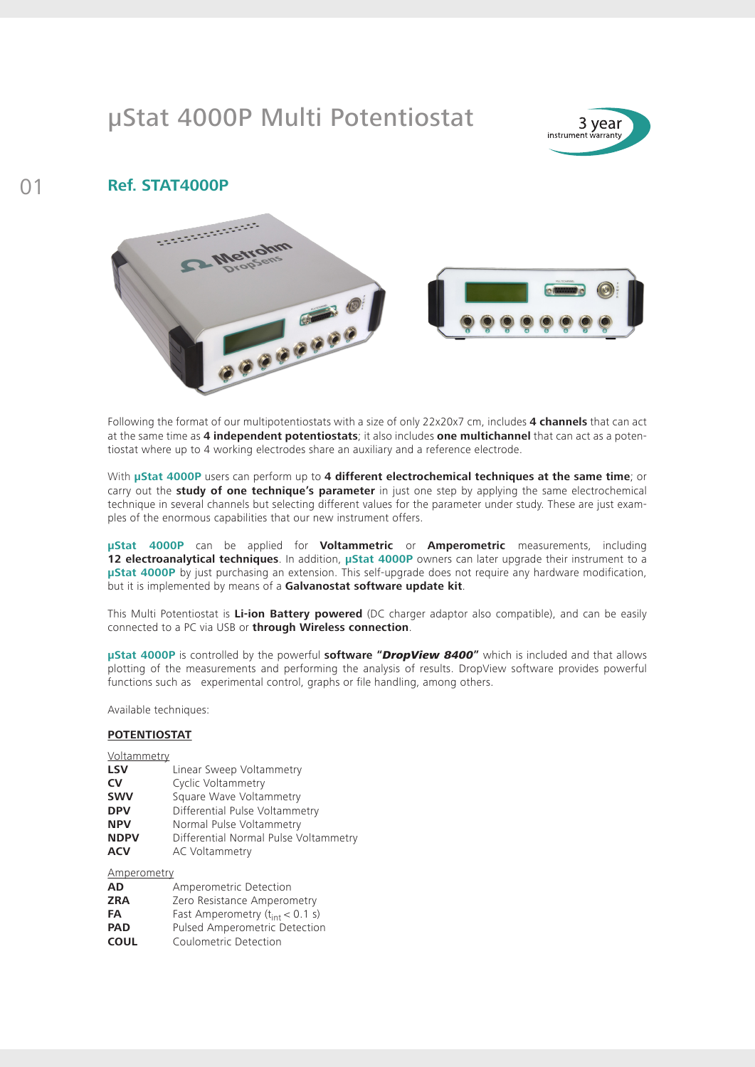# μStat 4000P Multi Potentiostat

3 year instrument warranty

01

## Ref. STAT4000P

Following the format of our multipotentiostats with a size of only 22x20x7 cm, includes **4 channels** that can act at the same time as **4 independent potentiostats**; it also includes **one multichannel** that can act as a potentiostat where up to 4 working electrodes share an auxiliary and a reference electrode.

With **μStat 4000P** users can perform up to **4 different electrochemical techniques at the same time**; or carry out the **study of one technique's parameter** in just one step by applying the same electrochemical technique in several channels but selecting different values for the parameter under study. These are just examples of the enormous capabilities that our new instrument offers.

**μStat 4000P** can be applied for **Voltammetric** or **Amperometric** measurements, including **12 electroanalytical techniques**. In addition, **μStat 4000P** owners can later upgrade their instrument to a **μStat 4000P** by just purchasing an extension. This self-upgrade does not require any hardware modification, but it is implemented by means of a **Galvanostat software update kit**.

This Multi Potentiostat is **Li-ion Battery powered** (DC charger adaptor also compatible), and can be easily connected to a PC via USB or **through Wireless connection**.

**μStat 4000P** is controlled by the powerful **software "*DropView 8400*"** which is included and that allows plotting of the measurements and performing the analysis of results. DropView software provides powerful functions such as experimental control, graphs or file handling, among others.

Available techniques:

**POTENTIOSTAT**

Voltammetry

| | |
|---|---|
| **LSV** | Linear Sweep Voltammetry |
| **CV** | Cyclic Voltammetry |
| **SWV** | Square Wave Voltammetry |
| **DPV** | Differential Pulse Voltammetry |
| **NPV** | Normal Pulse Voltammetry |
| **NDPV** | Differential Normal Pulse Voltammetry |
| **ACV** | AC Voltammetry |

Amperometry

| | |
|---|---|
| **AD** | Amperometric Detection |
| **ZRA** | Zero Resistance Amperometry |
| **FA** | Fast Amperometry ($t_{int} < 0.1$ s) |
| **PAD** | Pulsed Amperometric Detection |
| **COUL** | Coulometric Detection |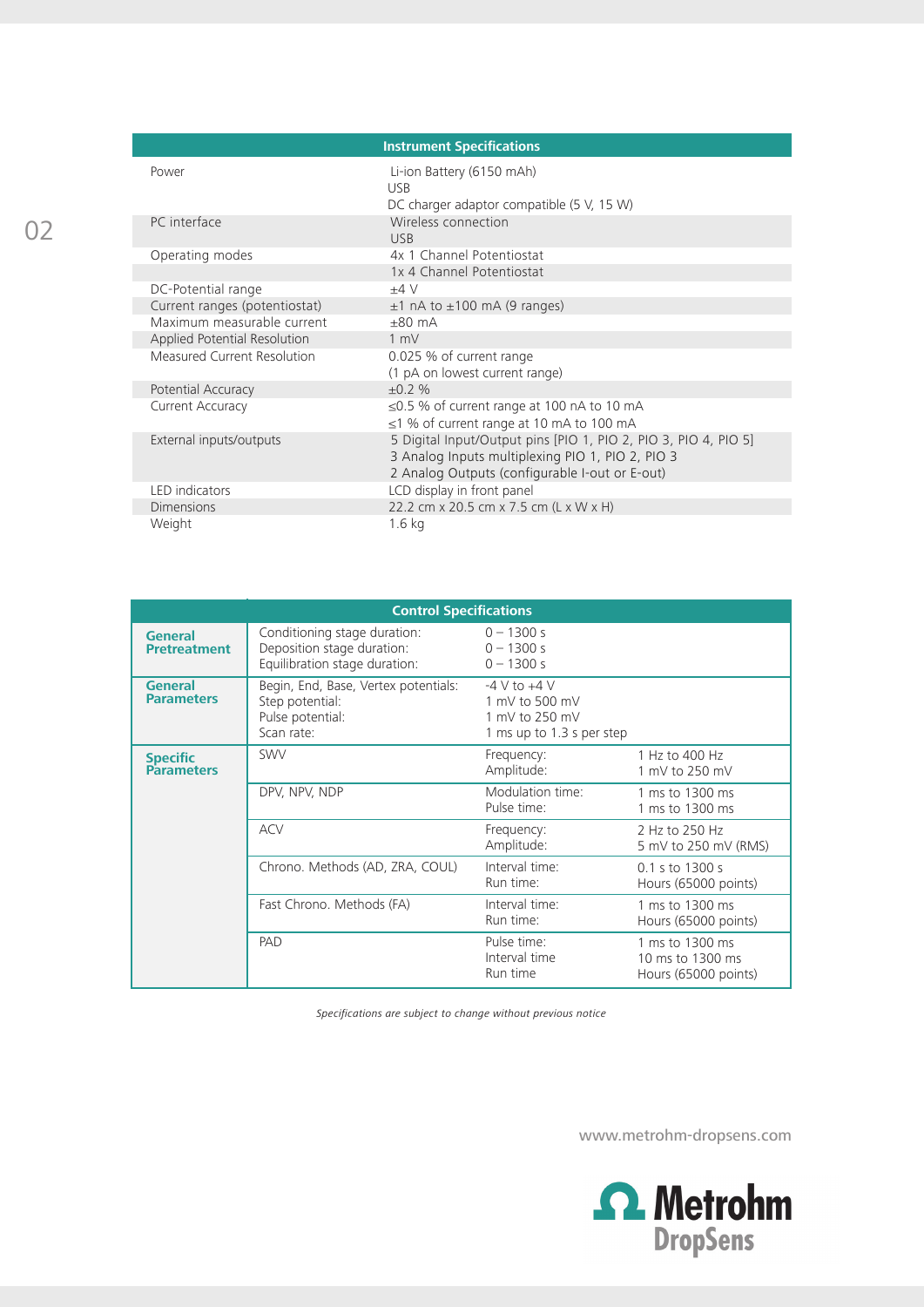| Instrument Specifications | |
|---|---|
| Power | Li-ion Battery (6150 mAh)<br>USB<br>DC charger adaptor compatible (5 V, 15 W) |
| PC interface | Wireless connection<br>USB |
| Operating modes | 4x 1 Channel Potentiostat<br>1x 4 Channel Potentiostat |
| DC-Potential range | ±4 V |
| Current ranges (potentiostat) | ±1 nA to ±100 mA (9 ranges) |
| Maximum measurable current | ±80 mA |
| Applied Potential Resolution | 1 mV |
| Measured Current Resolution | 0.025 % of current range<br>(1 pA on lowest current range) |
| Potential Accuracy | ±0.2 % |
| Current Accuracy | ≤0.5 % of current range at 100 nA to 10 mA<br>≤1 % of current range at 10 mA to 100 mA |
| External inputs/outputs | 5 Digital Input/Output pins [PIO 1, PIO 2, PIO 3, PIO 4, PIO 5]<br>3 Analog Inputs multiplexing PIO 1, PIO 2, PIO 3<br>2 Analog Outputs (configurable I-out or E-out) |
| LED indicators | LCD display in front panel |
| Dimensions | 22.2 cm x 20.5 cm x 7.5 cm (L x W x H) |
| Weight | 1.6 kg |

| Control Specifications | | | |
|---|---|---|---|
| **General Pretreatment** | Conditioning stage duration:<br>Deposition stage duration:<br>Equilibration stage duration: | 0 – 1300 s<br>0 – 1300 s<br>0 – 1300 s | |
| **General Parameters** | Begin, End, Base, Vertex potentials:<br>Step potential:<br>Pulse potential:<br>Scan rate: | -4 V to +4 V<br>1 mV to 500 mV<br>1 mV to 250 mV<br>1 ms up to 1.3 s per step | |
| **Specific Parameters** | SWV | Frequency:<br>Amplitude: | 1 Hz to 400 Hz<br>1 mV to 250 mV |
| | DPV, NPV, NDP | Modulation time:<br>Pulse time: | 1 ms to 1300 ms<br>1 ms to 1300 ms |
| | ACV | Frequency:<br>Amplitude: | 2 Hz to 250 Hz<br>5 mV to 250 mV (RMS) |
| | Chrono. Methods (AD, ZRA, COUL) | Interval time:<br>Run time: | 0.1 s to 1300 s<br>Hours (65000 points) |
| | Fast Chrono. Methods (FA) | Interval time:<br>Run time: | 1 ms to 1300 ms<br>Hours (65000 points) |
| | PAD | Pulse time:<br>Interval time<br>Run time | 1 ms to 1300 ms<br>10 ms to 1300 ms<br>Hours (65000 points) |

*Specifications are subject to change without previous notice*

www.metrohm-dropsens.com

Metrohm DropSens